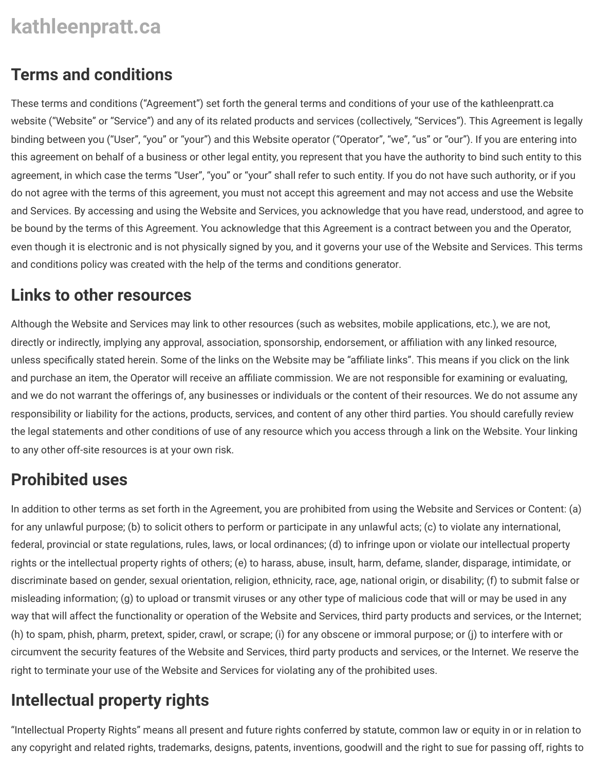# kathleenpratt.ca

## Terms and conditions

These terms and conditions ("Agreement") set forth the general terms and conditions of your use of the kathleenpratt.ca website ("Website" or "Service") and any of its related products and services (collectively, "Services"). This Agreement is legally binding between you ("User", "you" or "your") and this Website operator ("Operator", "we", "us" or "our"). If you are entering into this agreement on behalf of a business or other legal entity, you represent that you have the authority to bind such entity to this agreement, in which case the terms "User", "you" or "your" shall refer to such entity. If you do not have such authority, or if you do not agree with the terms of this agreement, you must not accept this agreement and may not access and use the Website and Services. By accessing and using the Website and Services, you acknowledge that you have read, understood, and agree to be bound by the terms of this Agreement. You acknowledge that this Agreement is a contract between you and the Operator, even though it is electronic and is not physically signed by you, and it governs your use of the Website and Services. This terms and conditions policy was created with the help of the terms and conditions generator.

## Links to other resources

Although the Website and Services may link to other resources (such as websites, mobile applications, etc.), we are not, directly or indirectly, implying any approval, association, sponsorship, endorsement, or affiliation with any linked resource, unless specifically stated herein. Some of the links on the Website may be "affiliate links". This means if you click on the link and purchase an item, the Operator will receive an affiliate commission. We are not responsible for examining or evaluating, and we do not warrant the offerings of, any businesses or individuals or the content of their resources. We do not assume any responsibility or liability for the actions, products, services, and content of any other third parties. You should carefully review the legal statements and other conditions of use of any resource which you access through a link on the Website. Your linking to any other off-site resources is at your own risk.

## Prohibited uses

In addition to other terms as set forth in the Agreement, you are prohibited from using the Website and Services or Content: (a) for any unlawful purpose; (b) to solicit others to perform or participate in any unlawful acts; (c) to violate any international, federal, provincial or state regulations, rules, laws, or local ordinances; (d) to infringe upon or violate our intellectual property rights or the intellectual property rights of others; (e) to harass, abuse, insult, harm, defame, slander, disparage, intimidate, or discriminate based on gender, sexual orientation, religion, ethnicity, race, age, national origin, or disability; (f) to submit false or misleading information; (g) to upload or transmit viruses or any other type of malicious code that will or may be used in any way that will affect the functionality or operation of the Website and Services, third party products and services, or the Internet; (h) to spam, phish, pharm, pretext, spider, crawl, or scrape; (i) for any obscene or immoral purpose; or (j) to interfere with or circumvent the security features of the Website and Services, third party products and services, or the Internet. We reserve the right to terminate your use of the Website and Services for violating any of the prohibited uses.

## Intellectual property rights

"Intellectual Property Rights" means all present and future rights conferred by statute, common law or equity in or in relation to any copyright and related rights, trademarks, designs, patents, inventions, goodwill and the right to sue for passing off, rights to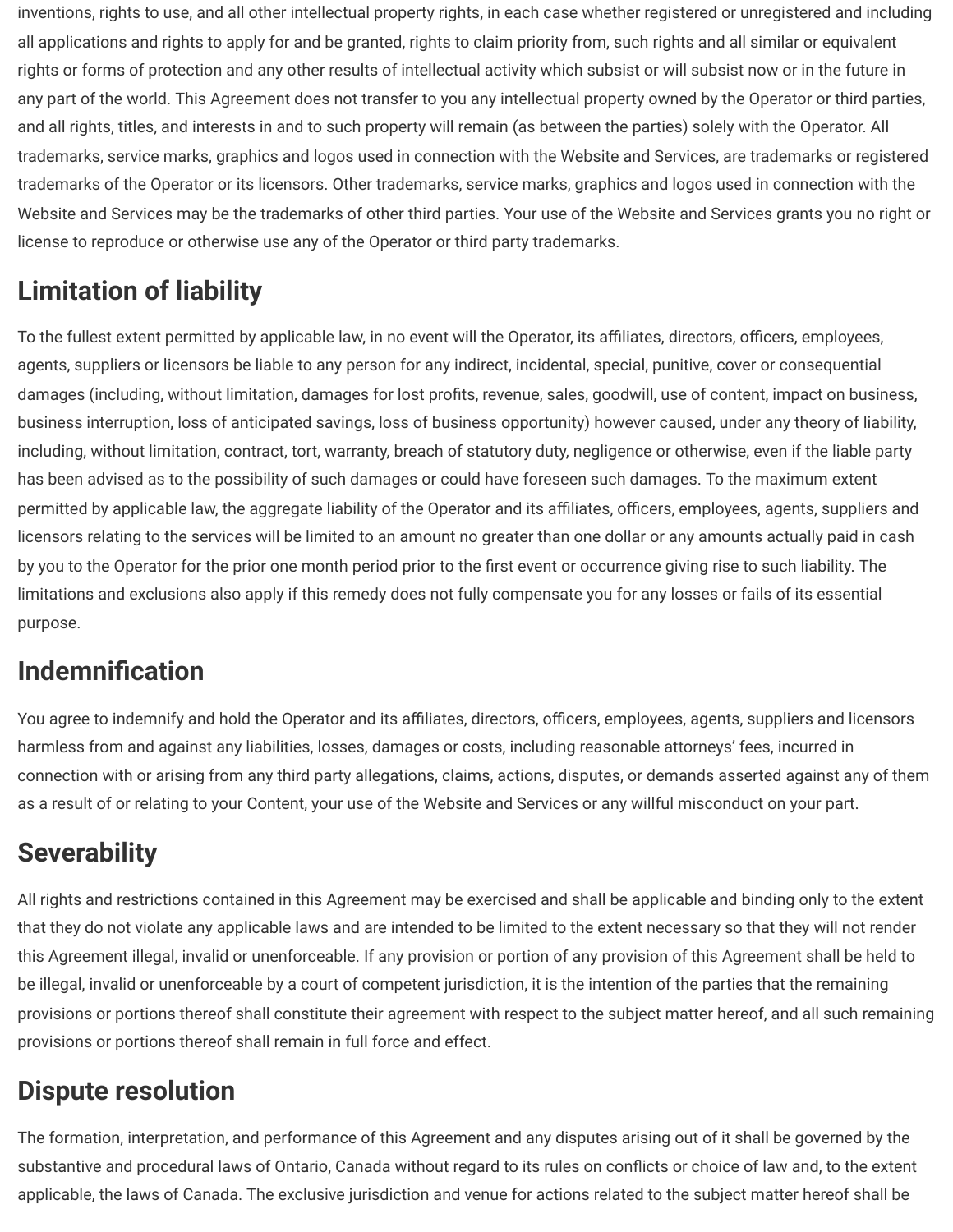inventions, rights to use, and all other intellectual property rights, in each case whether registered or unregistered and including all applications and rights to apply for and be granted, rights to claim priority from, such rights and all similar or equivalent rights or forms of protection and any other results of intellectual activity which subsist or will subsist now or in the future in any part of the world. This Agreement does not transfer to you any intellectual property owned by the Operator or third parties, and all rights, titles, and interests in and to such property will remain (as between the parties) solely with the Operator. All trademarks, service marks, graphics and logos used in connection with the Website and Services, are trademarks or registered trademarks of the Operator or its licensors. Other trademarks, service marks, graphics and logos used in connection with the Website and Services may be the trademarks of other third parties. Your use of the Website and Services grants you no right or license to reproduce or otherwise use any of the Operator or third party trademarks.

## Limitation of liability

To the fullest extent permitted by applicable law, in no event will the Operator, its affiliates, directors, officers, employees, agents, suppliers or licensors be liable to any person for any indirect, incidental, special, punitive, cover or consequential damages (including, without limitation, damages for lost profits, revenue, sales, goodwill, use of content, impact on business, business interruption, loss of anticipated savings, loss of business opportunity) however caused, under any theory of liability, including, without limitation, contract, tort, warranty, breach of statutory duty, negligence or otherwise, even if the liable party has been advised as to the possibility of such damages or could have foreseen such damages. To the maximum extent permitted by applicable law, the aggregate liability of the Operator and its affiliates, officers, employees, agents, suppliers and licensors relating to the services will be limited to an amount no greater than one dollar or any amounts actually paid in cash by you to the Operator for the prior one month period prior to the first event or occurrence giving rise to such liability. The limitations and exclusions also apply if this remedy does not fully compensate you for any losses or fails of its essential purpose.

## Indemnification

You agree to indemnify and hold the Operator and its affiliates, directors, officers, employees, agents, suppliers and licensors harmless from and against any liabilities, losses, damages or costs, including reasonable attorneys' fees, incurred in connection with or arising from any third party allegations, claims, actions, disputes, or demands asserted against any of them as a result of or relating to your Content, your use of the Website and Services or any willful misconduct on your part.

## Severability

All rights and restrictions contained in this Agreement may be exercised and shall be applicable and binding only to the extent that they do not violate any applicable laws and are intended to be limited to the extent necessary so that they will not render this Agreement illegal, invalid or unenforceable. If any provision or portion of any provision of this Agreement shall be held to be illegal, invalid or unenforceable by a court of competent jurisdiction, it is the intention of the parties that the remaining provisions or portions thereof shall constitute their agreement with respect to the subject matter hereof, and all such remaining provisions or portions thereof shall remain in full force and effect.

## Dispute resolution

The formation, interpretation, and performance of this Agreement and any disputes arising out of it shall be governed by the substantive and procedural laws of Ontario, Canada without regard to its rules on conflicts or choice of law and, to the extent applicable, the laws of Canada. The exclusive jurisdiction and venue for actions related to the subject matter hereof shall be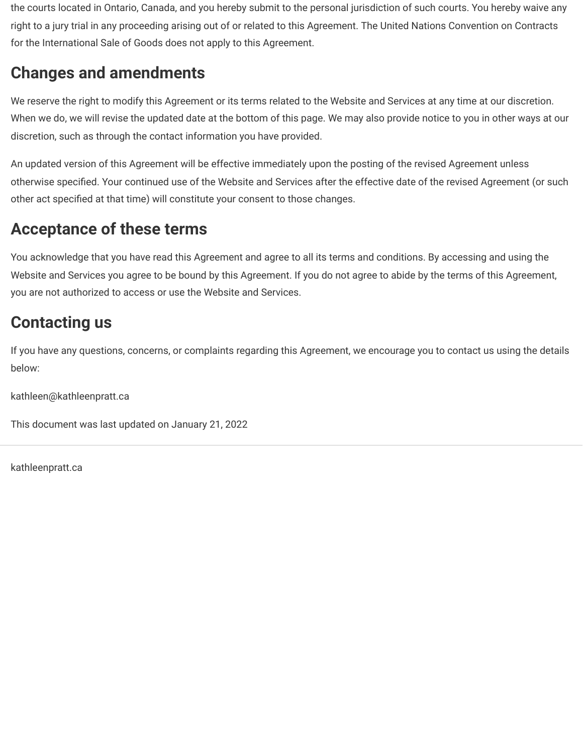the courts located in Ontario, Canada, and you hereby submit to the personal jurisdiction of such courts. You hereby waive any right to a jury trial in any proceeding arising out of or related to this Agreement. The United Nations Convention on Contracts for the International Sale of Goods does not apply to this Agreement.

## Changes and amendments

We reserve the right to modify this Agreement or its terms related to the Website and Services at any time at our discretion. When we do, we will revise the updated date at the bottom of this page. We may also provide notice to you in other ways at our discretion, such as through the contact information you have provided.

An updated version of this Agreement will be effective immediately upon the posting of the revised Agreement unless otherwise specified. Your continued use of the Website and Services after the effective date of the revised Agreement (or such other act specified at that time) will constitute your consent to those changes.

## Acceptance of these terms

You acknowledge that you have read this Agreement and agree to all its terms and conditions. By accessing and using the Website and Services you agree to be bound by this Agreement. If you do not agree to abide by the terms of this Agreement, you are not authorized to access or use the Website and Services.

## Contacting us

If you have any questions, concerns, or complaints regarding this Agreement, we encourage you to contact us using the details below:

kathleen@kathleenpratt.ca

This document was last updated on January 21, 2022

---

kathleenpratt.ca